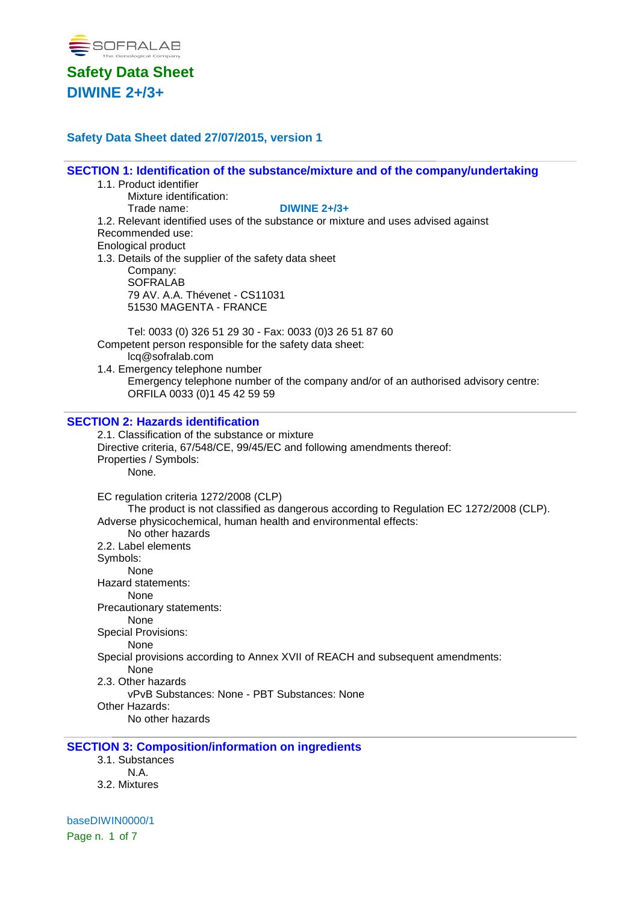SOFRALAB
The Oenological Company

# Safety Data Sheet
# DIWINE 2+/3+

### Safety Data Sheet dated 27/07/2015, version 1

## SECTION 1: Identification of the substance/mixture and of the company/undertaking

1.1. Product identifier
Mixture identification:
Trade name: **DIWINE 2+/3+**

1.2. Relevant identified uses of the substance or mixture and uses advised against
Recommended use:
Enological product

1.3. Details of the supplier of the safety data sheet
Company:
SOFRALAB
79 AV. A.A. Thévenet - CS11031
51530 MAGENTA - FRANCE

Tel: 0033 (0) 326 51 29 30 - Fax: 0033 (0)3 26 51 87 60
Competent person responsible for the safety data sheet:
lcq@sofralab.com

1.4. Emergency telephone number
Emergency telephone number of the company and/or of an authorised advisory centre:
ORFILA 0033 (0)1 45 42 59 59

## SECTION 2: Hazards identification

2.1. Classification of the substance or mixture
Directive criteria, 67/548/CE, 99/45/EC and following amendments thereof:
Properties / Symbols:
None.

EC regulation criteria 1272/2008 (CLP)
The product is not classified as dangerous according to Regulation EC 1272/2008 (CLP).
Adverse physicochemical, human health and environmental effects:
No other hazards

2.2. Label elements
Symbols:
None
Hazard statements:
None
Precautionary statements:
None
Special Provisions:
None
Special provisions according to Annex XVII of REACH and subsequent amendments:
None

2.3. Other hazards
vPvB Substances: None - PBT Substances: None
Other Hazards:
No other hazards

## SECTION 3: Composition/information on ingredients

3.1. Substances
N.A.

3.2. Mixtures

baseDIWIN0000/1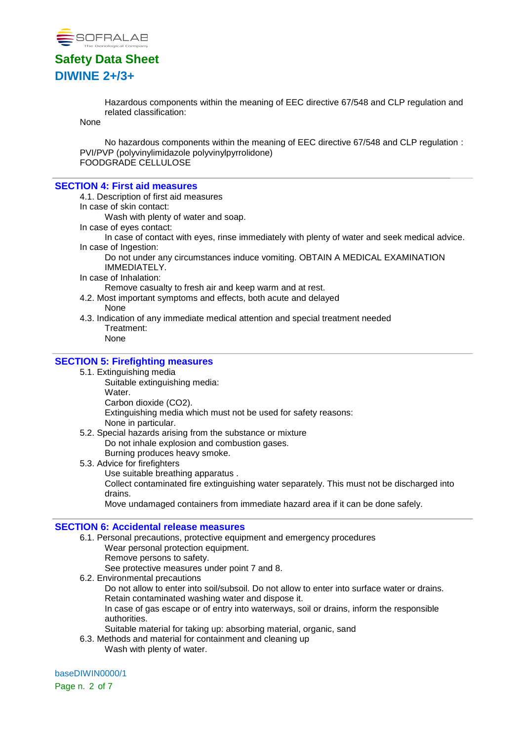Hazardous components within the meaning of EEC directive 67/548 and CLP regulation and related classification:

None

No hazardous components within the meaning of EEC directive 67/548 and CLP regulation :

PVI/PVP (polyvinylimidazole polyvinylpyrrolidone)

FOODGRADE CELLULOSE

## SECTION 4: First aid measures

4.1. Description of first aid measures

In case of skin contact:

Wash with plenty of water and soap.

In case of eyes contact:

In case of contact with eyes, rinse immediately with plenty of water and seek medical advice.

In case of Ingestion:

Do not under any circumstances induce vomiting. OBTAIN A MEDICAL EXAMINATION IMMEDIATELY.

In case of Inhalation:

Remove casualty to fresh air and keep warm and at rest.

4.2. Most important symptoms and effects, both acute and delayed

None

4.3. Indication of any immediate medical attention and special treatment needed

Treatment:

None

## SECTION 5: Firefighting measures

5.1. Extinguishing media

Suitable extinguishing media:

Water.

Carbon dioxide ($CO_2$).

Extinguishing media which must not be used for safety reasons:

None in particular.

5.2. Special hazards arising from the substance or mixture

Do not inhale explosion and combustion gases.

Burning produces heavy smoke.

5.3. Advice for firefighters

Use suitable breathing apparatus .

Collect contaminated fire extinguishing water separately. This must not be discharged into drains.

Move undamaged containers from immediate hazard area if it can be done safely.

## SECTION 6: Accidental release measures

6.1. Personal precautions, protective equipment and emergency procedures

Wear personal protection equipment.

Remove persons to safety.

See protective measures under point 7 and 8.

6.2. Environmental precautions

Do not allow to enter into soil/subsoil. Do not allow to enter into surface water or drains.

Retain contaminated washing water and dispose it.

In case of gas escape or of entry into waterways, soil or drains, inform the responsible authorities.

Suitable material for taking up: absorbing material, organic, sand

6.3. Methods and material for containment and cleaning up

Wash with plenty of water.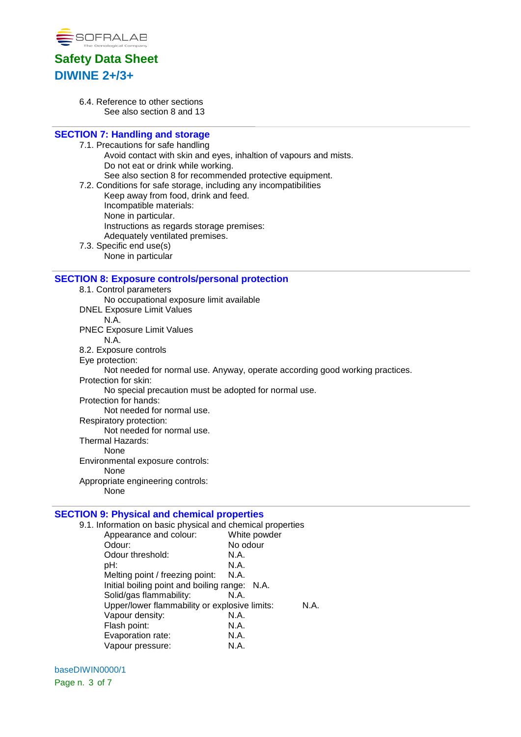6.4. Reference to other sections

See also section 8 and 13

## SECTION 7: Handling and storage

7.1. Precautions for safe handling

Avoid contact with skin and eyes, inhaltion of vapours and mists.
Do not eat or drink while working.
See also section 8 for recommended protective equipment.

7.2. Conditions for safe storage, including any incompatibilities

Keep away from food, drink and feed.
Incompatible materials:
None in particular.
Instructions as regards storage premises:
Adequately ventilated premises.

7.3. Specific end use(s)

None in particular

## SECTION 8: Exposure controls/personal protection

8.1. Control parameters

No occupational exposure limit available

DNEL Exposure Limit Values

N.A.

PNEC Exposure Limit Values

N.A.

8.2. Exposure controls

Eye protection:

Not needed for normal use. Anyway, operate according good working practices.

Protection for skin:

No special precaution must be adopted for normal use.

Protection for hands:

Not needed for normal use.

Respiratory protection:

Not needed for normal use.

Thermal Hazards:

None

Environmental exposure controls:

None

Appropriate engineering controls:

None

## SECTION 9: Physical and chemical properties

9.1. Information on basic physical and chemical properties

| | |
|---|---|
| Appearance and colour: | White powder |
| Odour: | No odour |
| Odour threshold: | N.A. |
| pH: | N.A. |
| Melting point / freezing point: | N.A. |
| Initial boiling point and boiling range: | N.A. |
| Solid/gas flammability: | N.A. |
| Upper/lower flammability or explosive limits: | N.A. |
| Vapour density: | N.A. |
| Flash point: | N.A. |
| Evaporation rate: | N.A. |
| Vapour pressure: | N.A. |

baseDIWIN0000/1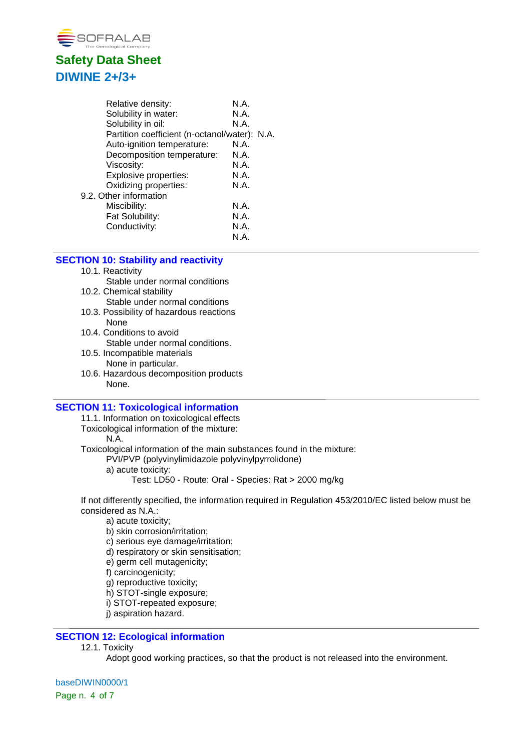| | |
|---|---|
| Relative density: | N.A. |
| Solubility in water: | N.A. |
| Solubility in oil: | N.A. |
| Partition coefficient (n-octanol/water): | N.A. |
| Auto-ignition temperature: | N.A. |
| Decomposition temperature: | N.A. |
| Viscosity: | N.A. |
| Explosive properties: | N.A. |
| Oxidizing properties: | N.A. |

9.2. Other information

| | |
|---|---|
| Miscibility: | N.A. |
| Fat Solubility: | N.A. |
| Conductivity: | N.A. |
| | N.A. |

## SECTION 10: Stability and reactivity

10.1. Reactivity

Stable under normal conditions

10.2. Chemical stability

Stable under normal conditions

10.3. Possibility of hazardous reactions

None

10.4. Conditions to avoid

Stable under normal conditions.

10.5. Incompatible materials

None in particular.

10.6. Hazardous decomposition products

None.

## SECTION 11: Toxicological information

11.1. Information on toxicological effects

Toxicological information of the mixture:

N.A.

Toxicological information of the main substances found in the mixture:

PVI/PVP (polyvinylimidazole polyvinylpyrrolidone)

a) acute toxicity:

Test: LD50 - Route: Oral - Species: Rat > 2000 mg/kg

If not differently specified, the information required in Regulation 453/2010/EC listed below must be considered as N.A.:

a) acute toxicity;
b) skin corrosion/irritation;
c) serious eye damage/irritation;
d) respiratory or skin sensitisation;
e) germ cell mutagenicity;
f) carcinogenicity;
g) reproductive toxicity;
h) STOT-single exposure;
i) STOT-repeated exposure;
j) aspiration hazard.

## SECTION 12: Ecological information

12.1. Toxicity

Adopt good working practices, so that the product is not released into the environment.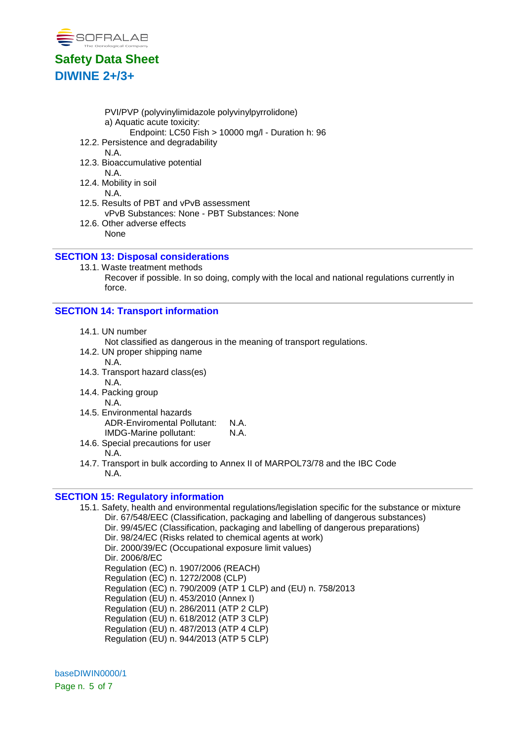PVI/PVP (polyvinylimidazole polyvinylpyrrolidone)

a) Aquatic acute toxicity:

Endpoint: LC50 Fish > 10000 mg/l - Duration h: 96

12.2. Persistence and degradability

N.A.

12.3. Bioaccumulative potential

N.A.

12.4. Mobility in soil

N.A.

12.5. Results of PBT and vPvB assessment

vPvB Substances: None - PBT Substances: None

12.6. Other adverse effects

None

## SECTION 13: Disposal considerations

13.1. Waste treatment methods

Recover if possible. In so doing, comply with the local and national regulations currently in force.

## SECTION 14: Transport information

14.1. UN number

Not classified as dangerous in the meaning of transport regulations.

14.2. UN proper shipping name

N.A.

14.3. Transport hazard class(es)

N.A.

14.4. Packing group

N.A.

14.5. Environmental hazards

ADR-Enviromental Pollutant: N.A.

IMDG-Marine pollutant: N.A.

14.6. Special precautions for user

N.A.

14.7. Transport in bulk according to Annex II of MARPOL73/78 and the IBC Code

N.A.

## SECTION 15: Regulatory information

15.1. Safety, health and environmental regulations/legislation specific for the substance or mixture

Dir. 67/548/EEC (Classification, packaging and labelling of dangerous substances)
Dir. 99/45/EC (Classification, packaging and labelling of dangerous preparations)
Dir. 98/24/EC (Risks related to chemical agents at work)
Dir. 2000/39/EC (Occupational exposure limit values)
Dir. 2006/8/EC
Regulation (EC) n. 1907/2006 (REACH)
Regulation (EC) n. 1272/2008 (CLP)
Regulation (EC) n. 790/2009 (ATP 1 CLP) and (EU) n. 758/2013
Regulation (EU) n. 453/2010 (Annex I)
Regulation (EU) n. 286/2011 (ATP 2 CLP)
Regulation (EU) n. 618/2012 (ATP 3 CLP)
Regulation (EU) n. 487/2013 (ATP 4 CLP)
Regulation (EU) n. 944/2013 (ATP 5 CLP)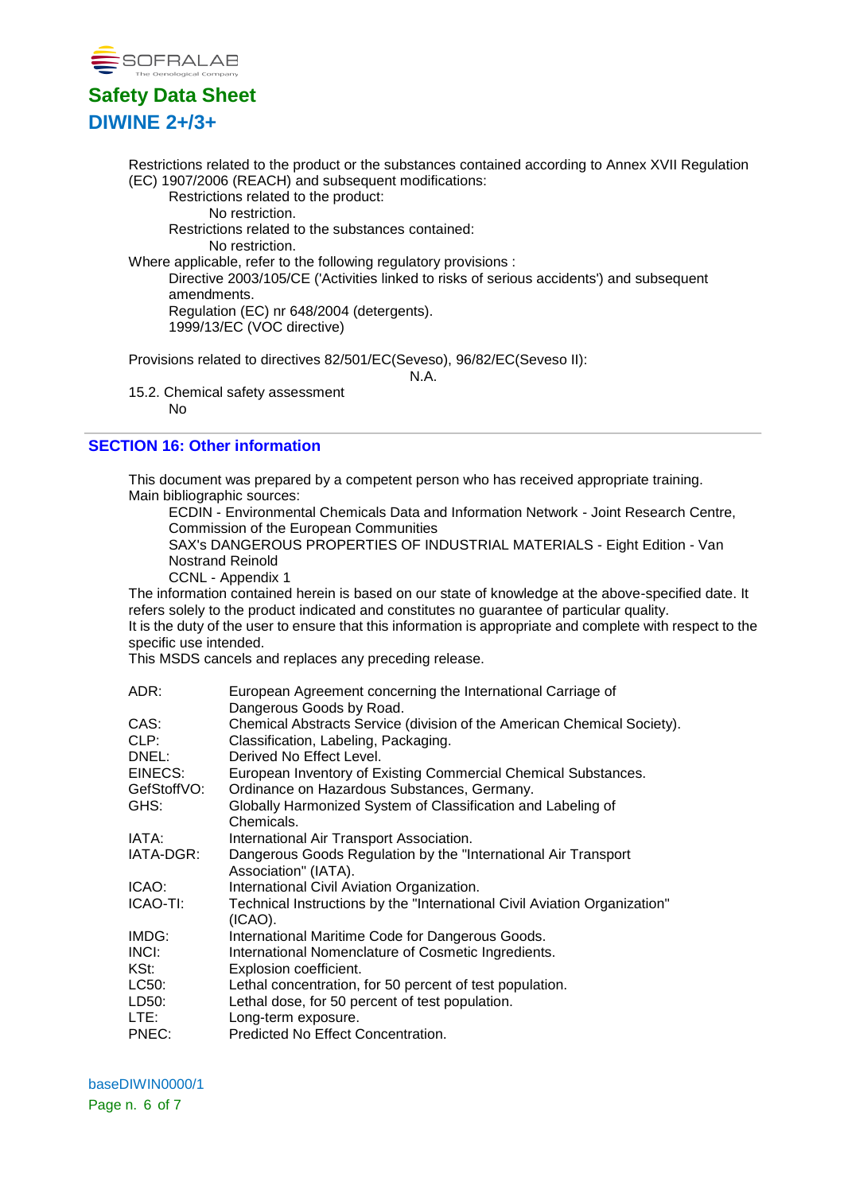Restrictions related to the product or the substances contained according to Annex XVII Regulation (EC) 1907/2006 (REACH) and subsequent modifications:

Restrictions related to the product:

No restriction.

Restrictions related to the substances contained:

No restriction.

Where applicable, refer to the following regulatory provisions :

Directive 2003/105/CE ('Activities linked to risks of serious accidents') and subsequent amendments.

Regulation (EC) nr 648/2004 (detergents).

1999/13/EC (VOC directive)

Provisions related to directives 82/501/EC(Seveso), 96/82/EC(Seveso II):

N.A.

15.2. Chemical safety assessment

No

## SECTION 16: Other information

This document was prepared by a competent person who has received appropriate training.

Main bibliographic sources:

ECDIN - Environmental Chemicals Data and Information Network - Joint Research Centre, Commission of the European Communities

SAX's DANGEROUS PROPERTIES OF INDUSTRIAL MATERIALS - Eight Edition - Van Nostrand Reinold

CCNL - Appendix 1

The information contained herein is based on our state of knowledge at the above-specified date. It refers solely to the product indicated and constitutes no guarantee of particular quality.

It is the duty of the user to ensure that this information is appropriate and complete with respect to the specific use intended.

This MSDS cancels and replaces any preceding release.

| | |
|---|---|
| ADR: | European Agreement concerning the International Carriage of Dangerous Goods by Road. |
| CAS: | Chemical Abstracts Service (division of the American Chemical Society). |
| CLP: | Classification, Labeling, Packaging. |
| DNEL: | Derived No Effect Level. |
| EINECS: | European Inventory of Existing Commercial Chemical Substances. |
| GefStoffVO: | Ordinance on Hazardous Substances, Germany. |
| GHS: | Globally Harmonized System of Classification and Labeling of Chemicals. |
| IATA: | International Air Transport Association. |
| IATA-DGR: | Dangerous Goods Regulation by the "International Air Transport Association" (IATA). |
| ICAO: | International Civil Aviation Organization. |
| ICAO-TI: | Technical Instructions by the "International Civil Aviation Organization" (ICAO). |
| IMDG: | International Maritime Code for Dangerous Goods. |
| INCI: | International Nomenclature of Cosmetic Ingredients. |
| KSt: | Explosion coefficient. |
| LC50: | Lethal concentration, for 50 percent of test population. |
| LD50: | Lethal dose, for 50 percent of test population. |
| LTE: | Long-term exposure. |
| PNEC: | Predicted No Effect Concentration. |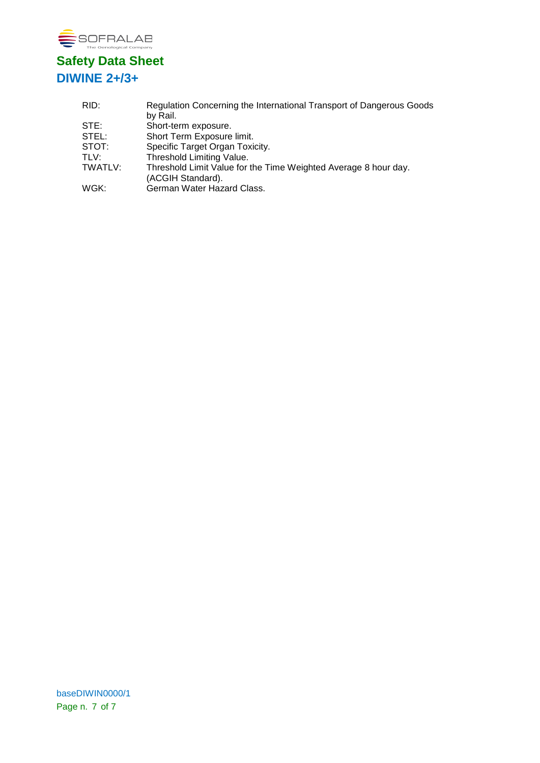| | |
|---|---|
| RID: | Regulation Concerning the International Transport of Dangerous Goods by Rail. |
| STE: | Short-term exposure. |
| STEL: | Short Term Exposure limit. |
| STOT: | Specific Target Organ Toxicity. |
| TLV: | Threshold Limiting Value. |
| TWATLV: | Threshold Limit Value for the Time Weighted Average 8 hour day. (ACGIH Standard). |
| WGK: | German Water Hazard Class. |